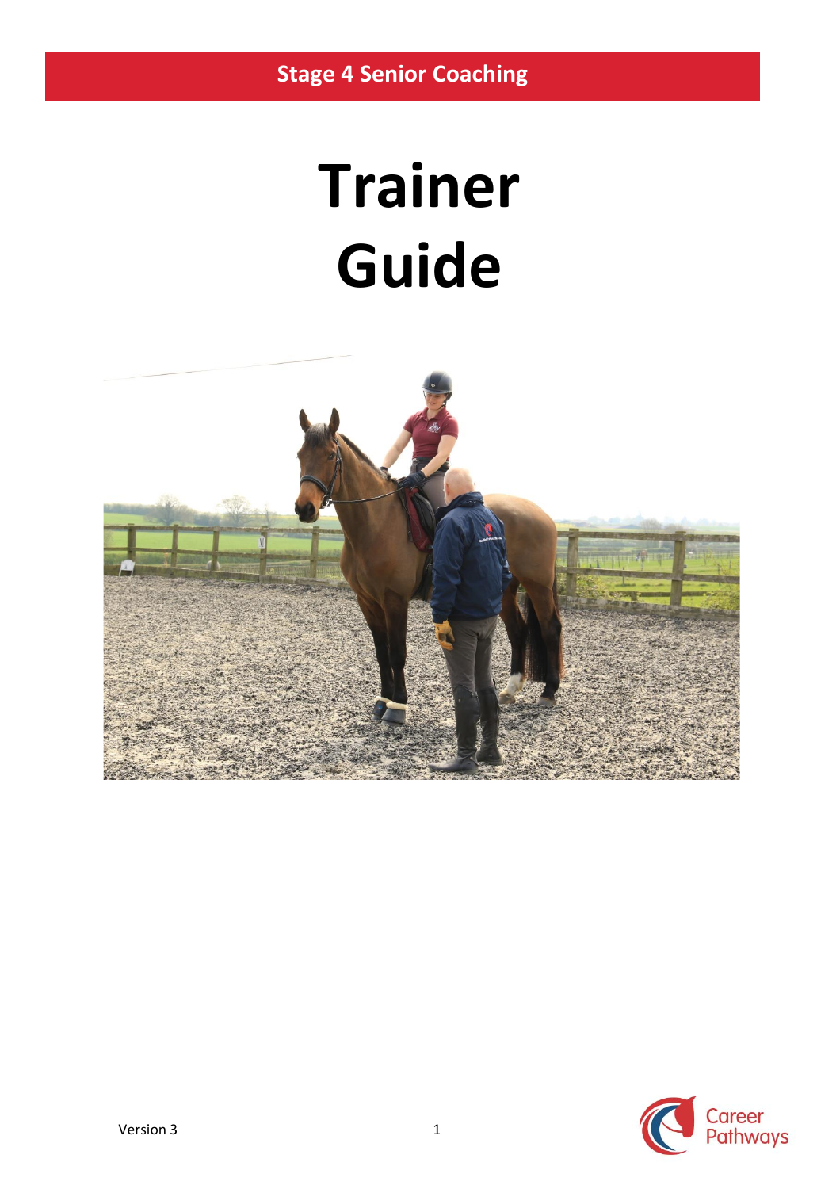**Stage 4 Senior Coaching**

# Trainer Guide

Version 3

Career Pathways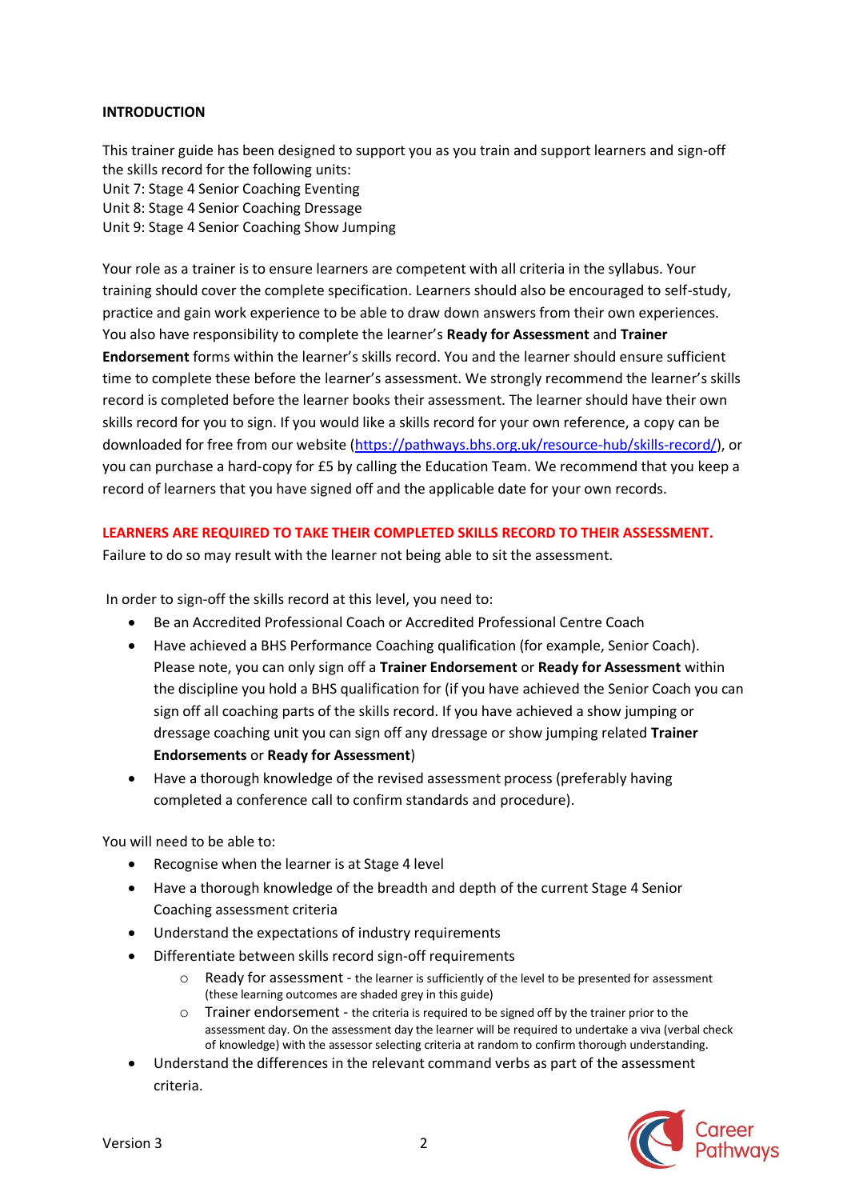**INTRODUCTION**

This trainer guide has been designed to support you as you train and support learners and sign-off the skills record for the following units:
Unit 7: Stage 4 Senior Coaching Eventing
Unit 8: Stage 4 Senior Coaching Dressage
Unit 9: Stage 4 Senior Coaching Show Jumping

Your role as a trainer is to ensure learners are competent with all criteria in the syllabus. Your training should cover the complete specification. Learners should also be encouraged to self-study, practice and gain work experience to be able to draw down answers from their own experiences. You also have responsibility to complete the learner's **Ready for Assessment** and **Trainer Endorsement** forms within the learner's skills record. You and the learner should ensure sufficient time to complete these before the learner's assessment. We strongly recommend the learner's skills record is completed before the learner books their assessment. The learner should have their own skills record for you to sign. If you would like a skills record for your own reference, a copy can be downloaded for free from our website (https://pathways.bhs.org.uk/resource-hub/skills-record/), or you can purchase a hard-copy for £5 by calling the Education Team. We recommend that you keep a record of learners that you have signed off and the applicable date for your own records.

**LEARNERS ARE REQUIRED TO TAKE THEIR COMPLETED SKILLS RECORD TO THEIR ASSESSMENT.**
Failure to do so may result with the learner not being able to sit the assessment.

In order to sign-off the skills record at this level, you need to:

- Be an Accredited Professional Coach or Accredited Professional Centre Coach
- Have achieved a BHS Performance Coaching qualification (for example, Senior Coach). Please note, you can only sign off a **Trainer Endorsement** or **Ready for Assessment** within the discipline you hold a BHS qualification for (if you have achieved the Senior Coach you can sign off all coaching parts of the skills record. If you have achieved a show jumping or dressage coaching unit you can sign off any dressage or show jumping related **Trainer Endorsements** or **Ready for Assessment**)
- Have a thorough knowledge of the revised assessment process (preferably having completed a conference call to confirm standards and procedure).

You will need to be able to:

- Recognise when the learner is at Stage 4 level
- Have a thorough knowledge of the breadth and depth of the current Stage 4 Senior Coaching assessment criteria
- Understand the expectations of industry requirements
- Differentiate between skills record sign-off requirements
  - Ready for assessment - the learner is sufficiently of the level to be presented for assessment (these learning outcomes are shaded grey in this guide)
  - Trainer endorsement - the criteria is required to be signed off by the trainer prior to the assessment day. On the assessment day the learner will be required to undertake a viva (verbal check of knowledge) with the assessor selecting criteria at random to confirm thorough understanding.
- Understand the differences in the relevant command verbs as part of the assessment criteria.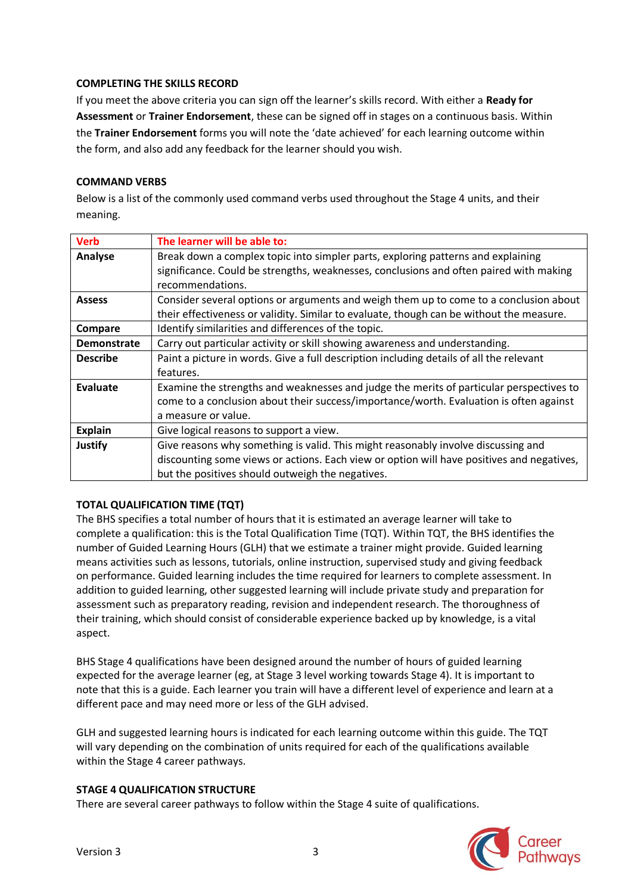## COMPLETING THE SKILLS RECORD

If you meet the above criteria you can sign off the learner's skills record. With either a **Ready for Assessment** or **Trainer Endorsement**, these can be signed off in stages on a continuous basis. Within the **Trainer Endorsement** forms you will note the 'date achieved' for each learning outcome within the form, and also add any feedback for the learner should you wish.

## COMMAND VERBS

Below is a list of the commonly used command verbs used throughout the Stage 4 units, and their meaning.

| Verb | The learner will be able to: |
|---|---|
| **Analyse** | Break down a complex topic into simpler parts, exploring patterns and explaining significance. Could be strengths, weaknesses, conclusions and often paired with making recommendations. |
| **Assess** | Consider several options or arguments and weigh them up to come to a conclusion about their effectiveness or validity. Similar to evaluate, though can be without the measure. |
| **Compare** | Identify similarities and differences of the topic. |
| **Demonstrate** | Carry out particular activity or skill showing awareness and understanding. |
| **Describe** | Paint a picture in words. Give a full description including details of all the relevant features. |
| **Evaluate** | Examine the strengths and weaknesses and judge the merits of particular perspectives to come to a conclusion about their success/importance/worth. Evaluation is often against a measure or value. |
| **Explain** | Give logical reasons to support a view. |
| **Justify** | Give reasons why something is valid. This might reasonably involve discussing and discounting some views or actions. Each view or option will have positives and negatives, but the positives should outweigh the negatives. |

## TOTAL QUALIFICATION TIME (TQT)

The BHS specifies a total number of hours that it is estimated an average learner will take to complete a qualification: this is the Total Qualification Time (TQT). Within TQT, the BHS identifies the number of Guided Learning Hours (GLH) that we estimate a trainer might provide. Guided learning means activities such as lessons, tutorials, online instruction, supervised study and giving feedback on performance. Guided learning includes the time required for learners to complete assessment. In addition to guided learning, other suggested learning will include private study and preparation for assessment such as preparatory reading, revision and independent research. The thoroughness of their training, which should consist of considerable experience backed up by knowledge, is a vital aspect.

BHS Stage 4 qualifications have been designed around the number of hours of guided learning expected for the average learner (eg, at Stage 3 level working towards Stage 4). It is important to note that this is a guide. Each learner you train will have a different level of experience and learn at a different pace and may need more or less of the GLH advised.

GLH and suggested learning hours is indicated for each learning outcome within this guide. The TQT will vary depending on the combination of units required for each of the qualifications available within the Stage 4 career pathways.

## STAGE 4 QUALIFICATION STRUCTURE

There are several career pathways to follow within the Stage 4 suite of qualifications.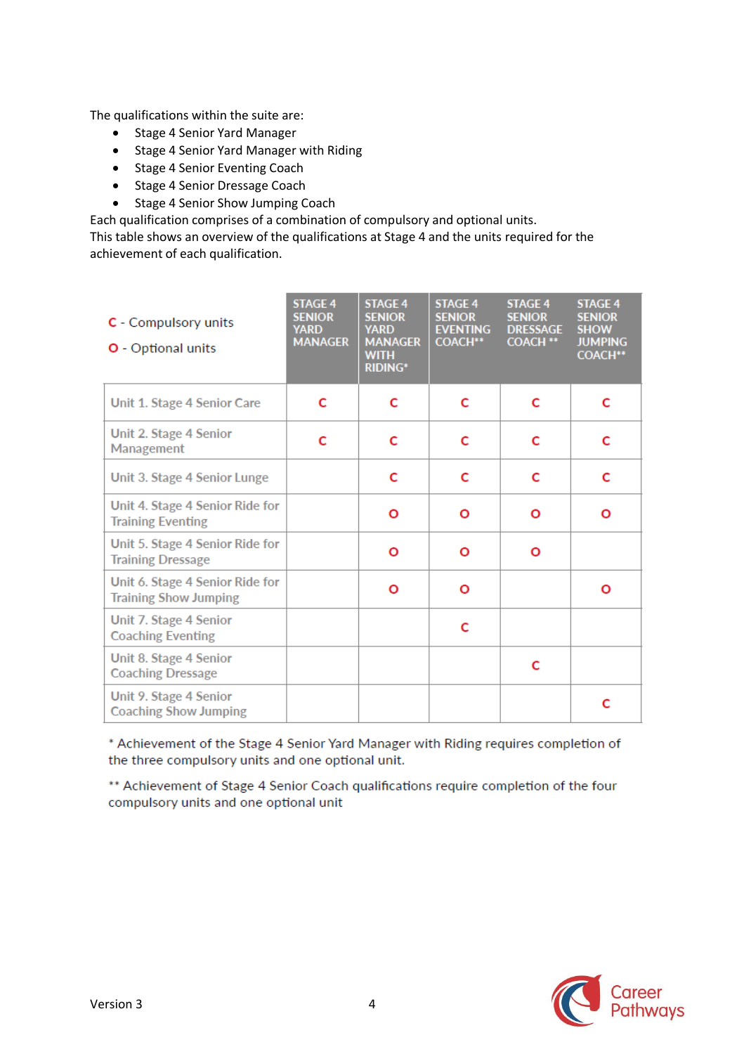The qualifications within the suite are:

- Stage 4 Senior Yard Manager
- Stage 4 Senior Yard Manager with Riding
- Stage 4 Senior Eventing Coach
- Stage 4 Senior Dressage Coach
- Stage 4 Senior Show Jumping Coach

Each qualification comprises of a combination of compulsory and optional units.
This table shows an overview of the qualifications at Stage 4 and the units required for the achievement of each qualification.

| C - Compulsory units<br>O - Optional units | STAGE 4 SENIOR YARD MANAGER | STAGE 4 SENIOR YARD MANAGER WITH RIDING* | STAGE 4 SENIOR EVENTING COACH** | STAGE 4 SENIOR DRESSAGE COACH ** | STAGE 4 SENIOR SHOW JUMPING COACH** |
|---|---|---|---|---|---|
| Unit 1. Stage 4 Senior Care | C | C | C | C | C |
| Unit 2. Stage 4 Senior Management | C | C | C | C | C |
| Unit 3. Stage 4 Senior Lunge | | C | C | C | C |
| Unit 4. Stage 4 Senior Ride for Training Eventing | | O | O | O | O |
| Unit 5. Stage 4 Senior Ride for Training Dressage | | O | O | O | |
| Unit 6. Stage 4 Senior Ride for Training Show Jumping | | O | O | | O |
| Unit 7. Stage 4 Senior Coaching Eventing | | | C | | |
| Unit 8. Stage 4 Senior Coaching Dressage | | | | C | |
| Unit 9. Stage 4 Senior Coaching Show Jumping | | | | | C |

* Achievement of the Stage 4 Senior Yard Manager with Riding requires completion of the three compulsory units and one optional unit.

** Achievement of Stage 4 Senior Coach qualifications require completion of the four compulsory units and one optional unit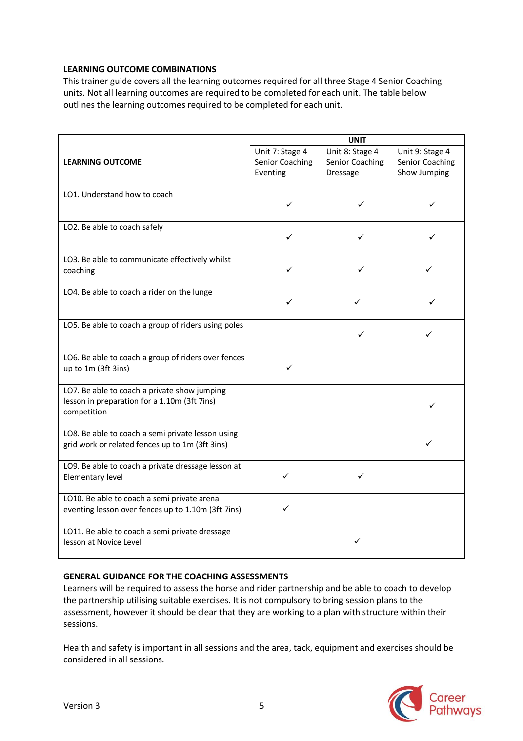## LEARNING OUTCOME COMBINATIONS

This trainer guide covers all the learning outcomes required for all three Stage 4 Senior Coaching units. Not all learning outcomes are required to be completed for each unit. The table below outlines the learning outcomes required to be completed for each unit.

| LEARNING OUTCOME | UNIT | | |
|---|---|---|---|
| | Unit 7: Stage 4 Senior Coaching Eventing | Unit 8: Stage 4 Senior Coaching Dressage | Unit 9: Stage 4 Senior Coaching Show Jumping |
| LO1. Understand how to coach | ✓ | ✓ | ✓ |
| LO2. Be able to coach safely | ✓ | ✓ | ✓ |
| LO3. Be able to communicate effectively whilst coaching | ✓ | ✓ | ✓ |
| LO4. Be able to coach a rider on the lunge | ✓ | ✓ | ✓ |
| LO5. Be able to coach a group of riders using poles | | ✓ | ✓ |
| LO6. Be able to coach a group of riders over fences up to 1m (3ft 3ins) | ✓ | | |
| LO7. Be able to coach a private show jumping lesson in preparation for a 1.10m (3ft 7ins) competition | | | ✓ |
| LO8. Be able to coach a semi private lesson using grid work or related fences up to 1m (3ft 3ins) | | | ✓ |
| LO9. Be able to coach a private dressage lesson at Elementary level | ✓ | ✓ | |
| LO10. Be able to coach a semi private arena eventing lesson over fences up to 1.10m (3ft 7ins) | ✓ | | |
| LO11. Be able to coach a semi private dressage lesson at Novice Level | | ✓ | |

## GENERAL GUIDANCE FOR THE COACHING ASSESSMENTS

Learners will be required to assess the horse and rider partnership and be able to coach to develop the partnership utilising suitable exercises. It is not compulsory to bring session plans to the assessment, however it should be clear that they are working to a plan with structure within their sessions.

Health and safety is important in all sessions and the area, tack, equipment and exercises should be considered in all sessions.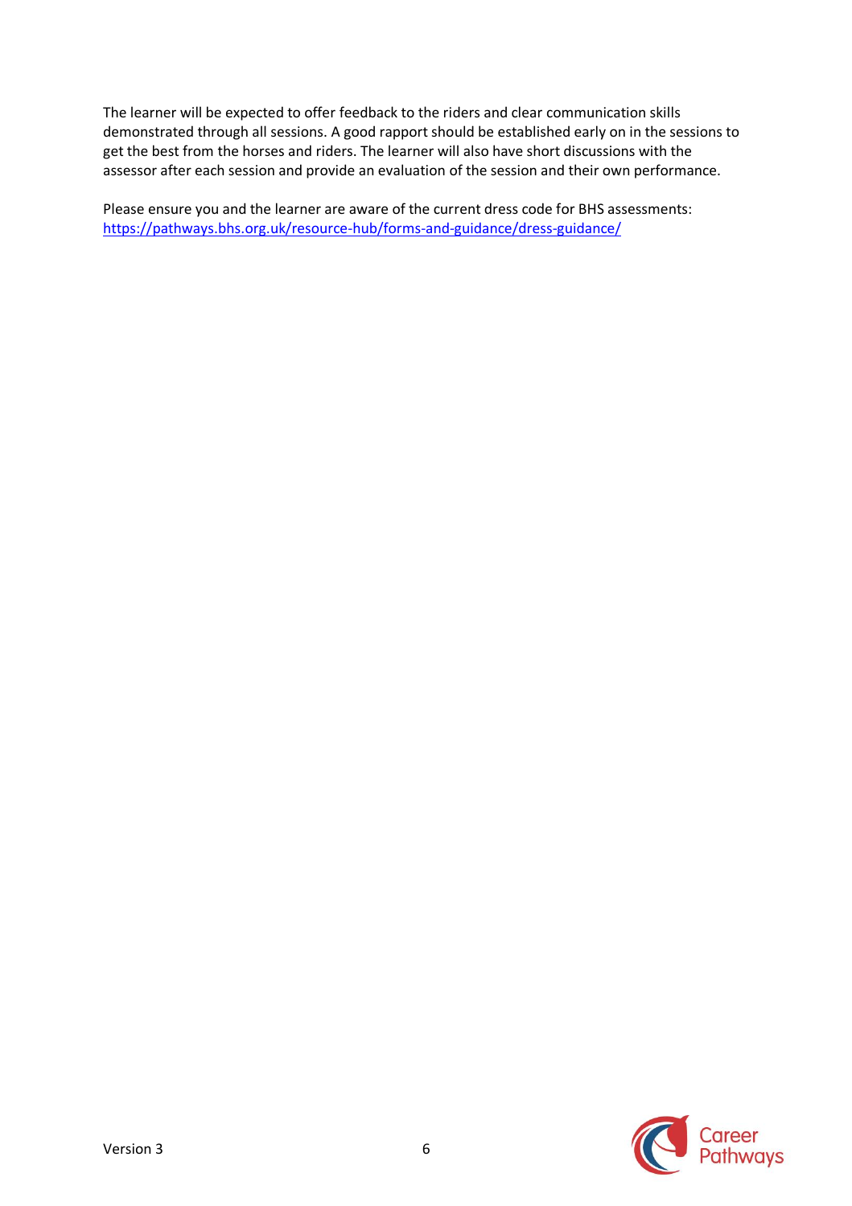The learner will be expected to offer feedback to the riders and clear communication skills demonstrated through all sessions. A good rapport should be established early on in the sessions to get the best from the horses and riders. The learner will also have short discussions with the assessor after each session and provide an evaluation of the session and their own performance.

Please ensure you and the learner are aware of the current dress code for BHS assessments: https://pathways.bhs.org.uk/resource-hub/forms-and-guidance/dress-guidance/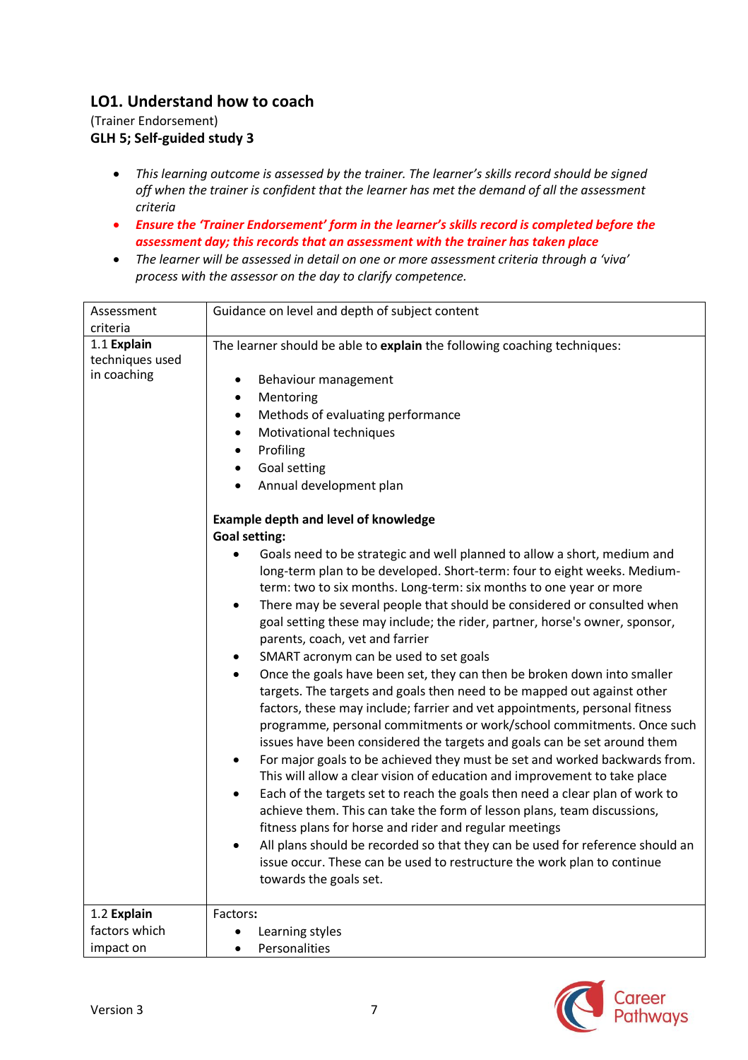## LO1. Understand how to coach

(Trainer Endorsement)

**GLH 5; Self-guided study 3**

- *This learning outcome is assessed by the trainer. The learner's skills record should be signed off when the trainer is confident that the learner has met the demand of all the assessment criteria*
- ***Ensure the 'Trainer Endorsement' form in the learner's skills record is completed before the assessment day; this records that an assessment with the trainer has taken place***
- *The learner will be assessed in detail on one or more assessment criteria through a 'viva' process with the assessor on the day to clarify competence.*

| Assessment criteria | Guidance on level and depth of subject content |
|---|---|
| 1.1 **Explain** techniques used in coaching | The learner should be able to **explain** the following coaching techniques:<br><br>• Behaviour management<br>• Mentoring<br>• Methods of evaluating performance<br>• Motivational techniques<br>• Profiling<br>• Goal setting<br>• Annual development plan<br><br>**Example depth and level of knowledge**<br>**Goal setting:**<br>• Goals need to be strategic and well planned to allow a short, medium and long-term plan to be developed. Short-term: four to eight weeks. Medium-term: two to six months. Long-term: six months to one year or more<br>• There may be several people that should be considered or consulted when goal setting these may include; the rider, partner, horse's owner, sponsor, parents, coach, vet and farrier<br>• SMART acronym can be used to set goals<br>• Once the goals have been set, they can then be broken down into smaller targets. The targets and goals then need to be mapped out against other factors, these may include; farrier and vet appointments, personal fitness programme, personal commitments or work/school commitments. Once such issues have been considered the targets and goals can be set around them<br>• For major goals to be achieved they must be set and worked backwards from. This will allow a clear vision of education and improvement to take place<br>• Each of the targets set to reach the goals then need a clear plan of work to achieve them. This can take the form of lesson plans, team discussions, fitness plans for horse and rider and regular meetings<br>• All plans should be recorded so that they can be used for reference should an issue occur. These can be used to restructure the work plan to continue towards the goals set. |
| 1.2 **Explain** factors which impact on | Factors**:**<br>• Learning styles<br>• Personalities |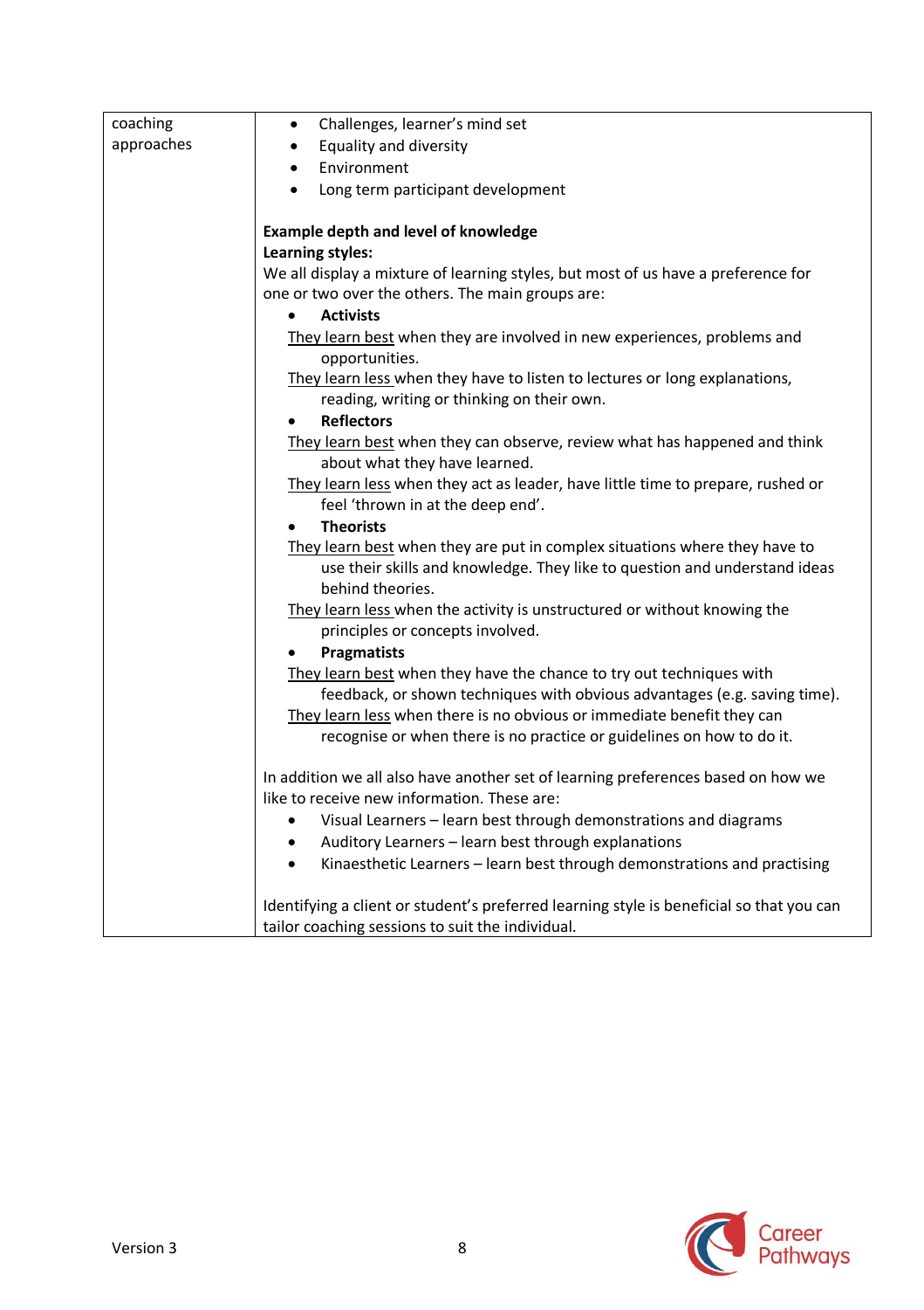| coaching approaches | <ul><li>Challenges, learner's mind set</li><li>Equality and diversity</li><li>Environment</li><li>Long term participant development</li></ul> **Example depth and level of knowledge** <br> **Learning styles:** <br> We all display a mixture of learning styles, but most of us have a preference for one or two over the others. The main groups are: <ul><li>**Activists**</li></ul> <u>They learn best</u> when they are involved in new experiences, problems and opportunities. <br> <u>They learn less</u> when they have to listen to lectures or long explanations, reading, writing or thinking on their own. <ul><li>**Reflectors**</li></ul> <u>They learn best</u> when they can observe, review what has happened and think about what they have learned. <br> <u>They learn less</u> when they act as leader, have little time to prepare, rushed or feel 'thrown in at the deep end'. <ul><li>**Theorists**</li></ul> <u>They learn best</u> when they are put in complex situations where they have to use their skills and knowledge. They like to question and understand ideas behind theories. <br> <u>They learn less</u> when the activity is unstructured or without knowing the principles or concepts involved. <ul><li>**Pragmatists**</li></ul> <u>They learn best</u> when they have the chance to try out techniques with feedback, or shown techniques with obvious advantages (e.g. saving time). <br> <u>They learn less</u> when there is no obvious or immediate benefit they can recognise or when there is no practice or guidelines on how to do it. <br><br> In addition we all also have another set of learning preferences based on how we like to receive new information. These are: <ul><li>Visual Learners – learn best through demonstrations and diagrams</li><li>Auditory Learners – learn best through explanations</li><li>Kinaesthetic Learners – learn best through demonstrations and practising</li></ul> Identifying a client or student's preferred learning style is beneficial so that you can tailor coaching sessions to suit the individual. |
|---|---|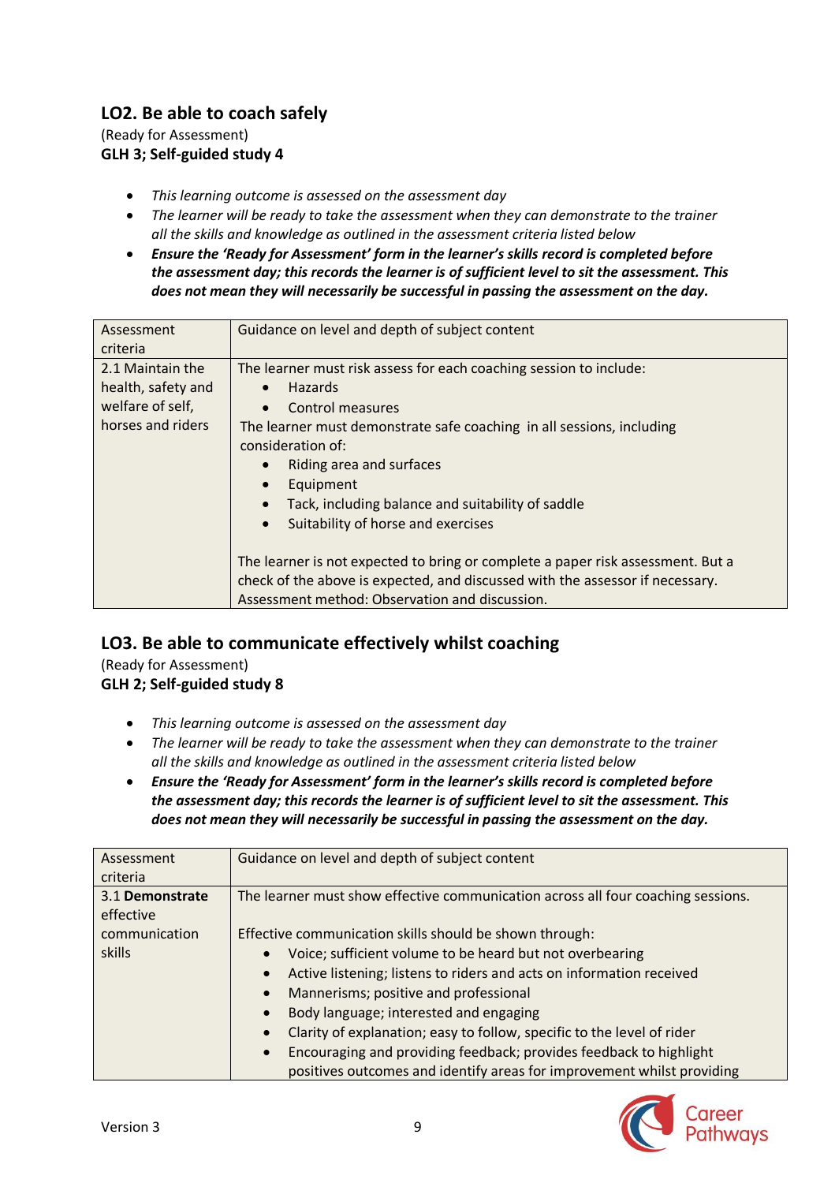## LO2. Be able to coach safely

(Ready for Assessment)
**GLH 3; Self-guided study 4**

- *This learning outcome is assessed on the assessment day*
- *The learner will be ready to take the assessment when they can demonstrate to the trainer all the skills and knowledge as outlined in the assessment criteria listed below*
- ***Ensure the 'Ready for Assessment' form in the learner's skills record is completed before the assessment day; this records the learner is of sufficient level to sit the assessment. This does not mean they will necessarily be successful in passing the assessment on the day.***

| Assessment criteria | Guidance on level and depth of subject content |
|---|---|
| 2.1 Maintain the health, safety and welfare of self, horses and riders | The learner must risk assess for each coaching session to include:<br>• Hazards<br>• Control measures<br>The learner must demonstrate safe coaching in all sessions, including consideration of:<br>• Riding area and surfaces<br>• Equipment<br>• Tack, including balance and suitability of saddle<br>• Suitability of horse and exercises<br><br>The learner is not expected to bring or complete a paper risk assessment. But a check of the above is expected, and discussed with the assessor if necessary.<br>Assessment method: Observation and discussion. |

## LO3. Be able to communicate effectively whilst coaching

(Ready for Assessment)
**GLH 2; Self-guided study 8**

- *This learning outcome is assessed on the assessment day*
- *The learner will be ready to take the assessment when they can demonstrate to the trainer all the skills and knowledge as outlined in the assessment criteria listed below*
- ***Ensure the 'Ready for Assessment' form in the learner's skills record is completed before the assessment day; this records the learner is of sufficient level to sit the assessment. This does not mean they will necessarily be successful in passing the assessment on the day.***

| Assessment criteria | Guidance on level and depth of subject content |
|---|---|
| 3.1 **Demonstrate** effective communication skills | The learner must show effective communication across all four coaching sessions.<br><br>Effective communication skills should be shown through:<br>• Voice; sufficient volume to be heard but not overbearing<br>• Active listening; listens to riders and acts on information received<br>• Mannerisms; positive and professional<br>• Body language; interested and engaging<br>• Clarity of explanation; easy to follow, specific to the level of rider<br>• Encouraging and providing feedback; provides feedback to highlight positives outcomes and identify areas for improvement whilst providing |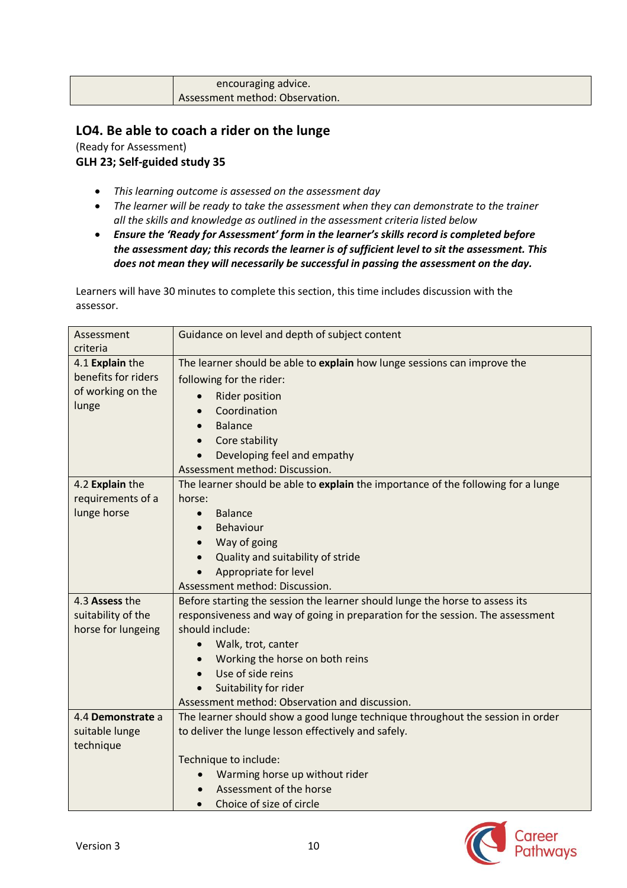| | encouraging advice.<br>Assessment method: Observation. |
|---|---|

## LO4. Be able to coach a rider on the lunge

(Ready for Assessment)

**GLH 23; Self-guided study 35**

- *This learning outcome is assessed on the assessment day*
- *The learner will be ready to take the assessment when they can demonstrate to the trainer all the skills and knowledge as outlined in the assessment criteria listed below*
- ***Ensure the 'Ready for Assessment' form in the learner's skills record is completed before the assessment day; this records the learner is of sufficient level to sit the assessment. This does not mean they will necessarily be successful in passing the assessment on the day.***

Learners will have 30 minutes to complete this section, this time includes discussion with the assessor.

| Assessment criteria | Guidance on level and depth of subject content |
|---|---|
| 4.1 **Explain** the benefits for riders of working on the lunge | The learner should be able to **explain** how lunge sessions can improve the following for the rider:<br>• Rider position<br>• Coordination<br>• Balance<br>• Core stability<br>• Developing feel and empathy<br>Assessment method: Discussion. |
| 4.2 **Explain** the requirements of a lunge horse | The learner should be able to **explain** the importance of the following for a lunge horse:<br>• Balance<br>• Behaviour<br>• Way of going<br>• Quality and suitability of stride<br>• Appropriate for level<br>Assessment method: Discussion. |
| 4.3 **Assess** the suitability of the horse for lungeing | Before starting the session the learner should lunge the horse to assess its responsiveness and way of going in preparation for the session. The assessment should include:<br>• Walk, trot, canter<br>• Working the horse on both reins<br>• Use of side reins<br>• Suitability for rider<br>Assessment method: Observation and discussion. |
| 4.4 **Demonstrate** a suitable lunge technique | The learner should show a good lunge technique throughout the session in order to deliver the lunge lesson effectively and safely.<br><br>Technique to include:<br>• Warming horse up without rider<br>• Assessment of the horse<br>• Choice of size of circle |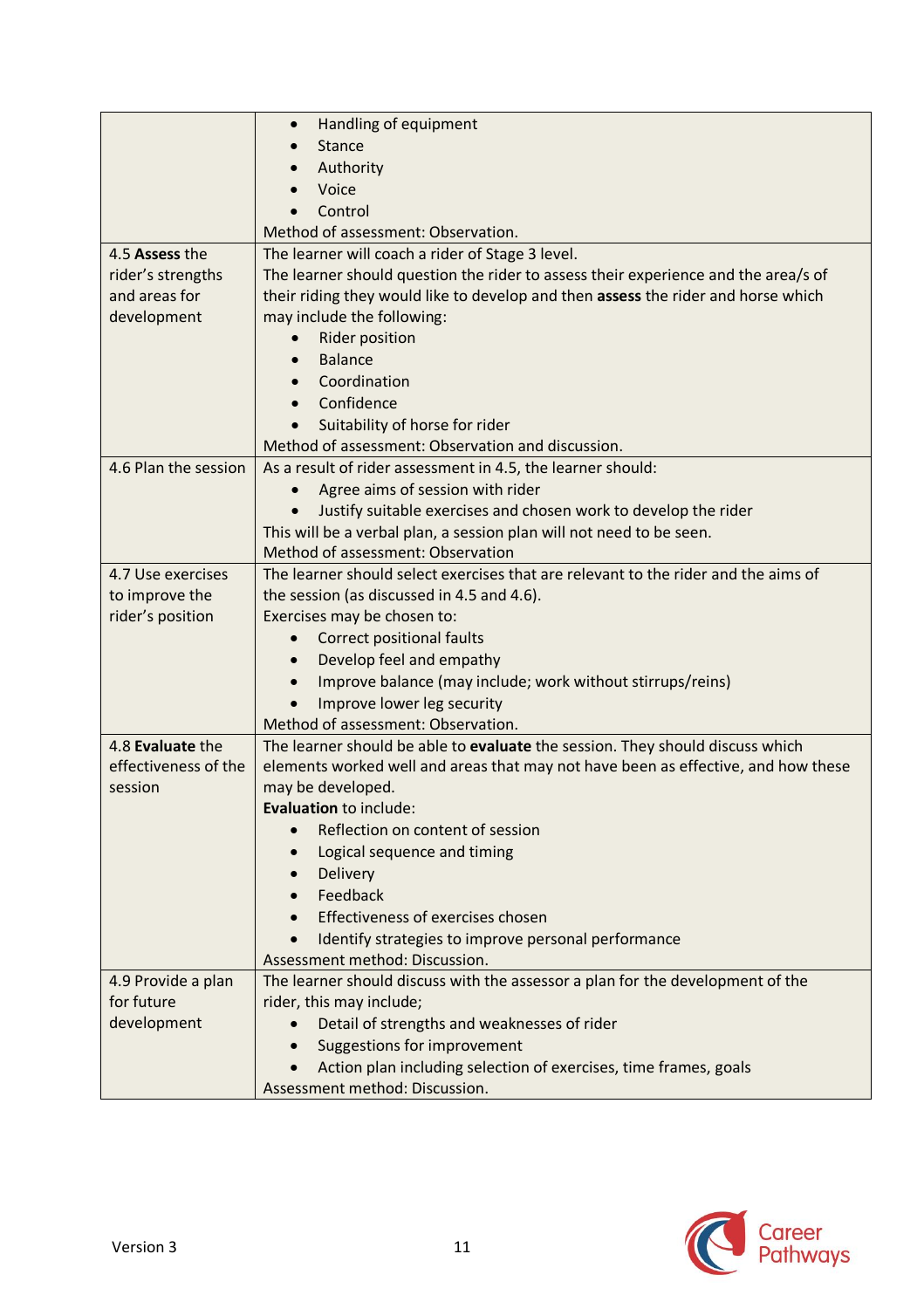| | |
|---|---|
| | • Handling of equipment<br>• Stance<br>• Authority<br>• Voice<br>• Control<br>Method of assessment: Observation. |
| 4.5 **Assess** the rider's strengths and areas for development | The learner will coach a rider of Stage 3 level.<br>The learner should question the rider to assess their experience and the area/s of their riding they would like to develop and then **assess** the rider and horse which may include the following:<br>• Rider position<br>• Balance<br>• Coordination<br>• Confidence<br>• Suitability of horse for rider<br>Method of assessment: Observation and discussion. |
| 4.6 Plan the session | As a result of rider assessment in 4.5, the learner should:<br>• Agree aims of session with rider<br>• Justify suitable exercises and chosen work to develop the rider<br>This will be a verbal plan, a session plan will not need to be seen.<br>Method of assessment: Observation |
| 4.7 Use exercises to improve the rider's position | The learner should select exercises that are relevant to the rider and the aims of the session (as discussed in 4.5 and 4.6).<br>Exercises may be chosen to:<br>• Correct positional faults<br>• Develop feel and empathy<br>• Improve balance (may include; work without stirrups/reins)<br>• Improve lower leg security<br>Method of assessment: Observation. |
| 4.8 **Evaluate** the effectiveness of the session | The learner should be able to **evaluate** the session. They should discuss which elements worked well and areas that may not have been as effective, and how these may be developed.<br>**Evaluation** to include:<br>• Reflection on content of session<br>• Logical sequence and timing<br>• Delivery<br>• Feedback<br>• Effectiveness of exercises chosen<br>• Identify strategies to improve personal performance<br>Assessment method: Discussion. |
| 4.9 Provide a plan for future development | The learner should discuss with the assessor a plan for the development of the rider, this may include;<br>• Detail of strengths and weaknesses of rider<br>• Suggestions for improvement<br>• Action plan including selection of exercises, time frames, goals<br>Assessment method: Discussion. |

Version 3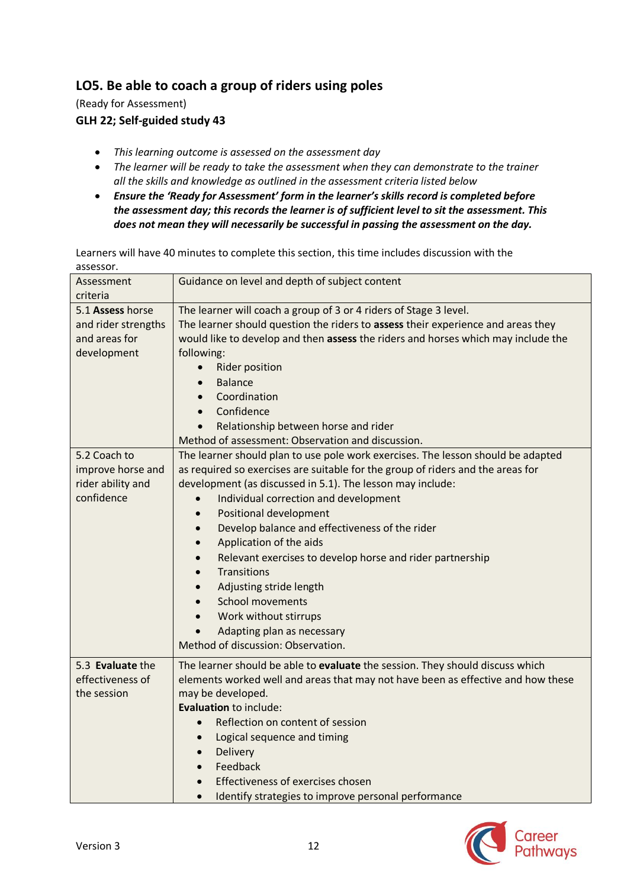## LO5. Be able to coach a group of riders using poles

(Ready for Assessment)

**GLH 22; Self-guided study 43**

- *This learning outcome is assessed on the assessment day*
- *The learner will be ready to take the assessment when they can demonstrate to the trainer all the skills and knowledge as outlined in the assessment criteria listed below*
- ***Ensure the 'Ready for Assessment' form in the learner's skills record is completed before the assessment day; this records the learner is of sufficient level to sit the assessment. This does not mean they will necessarily be successful in passing the assessment on the day.***

Learners will have 40 minutes to complete this section, this time includes discussion with the assessor.

| Assessment criteria | Guidance on level and depth of subject content |
|---|---|
| 5.1 **Assess** horse and rider strengths and areas for development | The learner will coach a group of 3 or 4 riders of Stage 3 level.<br>The learner should question the riders to **assess** their experience and areas they would like to develop and then **assess** the riders and horses which may include the following:<br>• Rider position<br>• Balance<br>• Coordination<br>• Confidence<br>• Relationship between horse and rider<br>Method of assessment: Observation and discussion. |
| 5.2 Coach to improve horse and rider ability and confidence | The learner should plan to use pole work exercises. The lesson should be adapted as required so exercises are suitable for the group of riders and the areas for development (as discussed in 5.1). The lesson may include:<br>• Individual correction and development<br>• Positional development<br>• Develop balance and effectiveness of the rider<br>• Application of the aids<br>• Relevant exercises to develop horse and rider partnership<br>• Transitions<br>• Adjusting stride length<br>• School movements<br>• Work without stirrups<br>• Adapting plan as necessary<br>Method of discussion: Observation. |
| 5.3 **Evaluate** the effectiveness of the session | The learner should be able to **evaluate** the session. They should discuss which elements worked well and areas that may not have been as effective and how these may be developed.<br>**Evaluation** to include:<br>• Reflection on content of session<br>• Logical sequence and timing<br>• Delivery<br>• Feedback<br>• Effectiveness of exercises chosen<br>• Identify strategies to improve personal performance |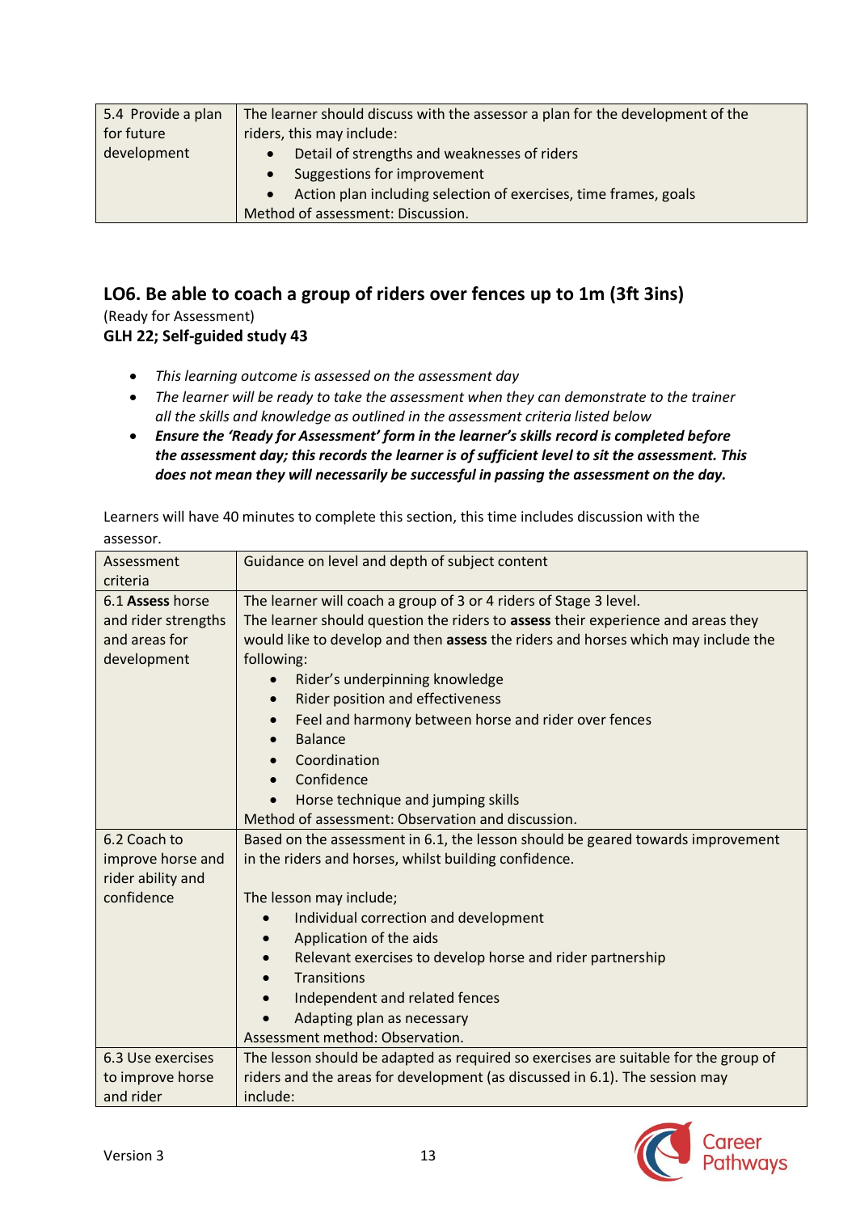| 5.4 Provide a plan for future development | The learner should discuss with the assessor a plan for the development of the riders, this may include:<br>• Detail of strengths and weaknesses of riders<br>• Suggestions for improvement<br>• Action plan including selection of exercises, time frames, goals<br>Method of assessment: Discussion. |
|---|---|

## LO6. Be able to coach a group of riders over fences up to 1m (3ft 3ins)

(Ready for Assessment)

**GLH 22; Self-guided study 43**

- *This learning outcome is assessed on the assessment day*
- *The learner will be ready to take the assessment when they can demonstrate to the trainer all the skills and knowledge as outlined in the assessment criteria listed below*
- ***Ensure the 'Ready for Assessment' form in the learner's skills record is completed before the assessment day; this records the learner is of sufficient level to sit the assessment. This does not mean they will necessarily be successful in passing the assessment on the day.***

Learners will have 40 minutes to complete this section, this time includes discussion with the assessor.

| Assessment criteria | Guidance on level and depth of subject content |
|---|---|
| 6.1 **Assess** horse and rider strengths and areas for development | The learner will coach a group of 3 or 4 riders of Stage 3 level.<br>The learner should question the riders to **assess** their experience and areas they would like to develop and then **assess** the riders and horses which may include the following:<br>• Rider's underpinning knowledge<br>• Rider position and effectiveness<br>• Feel and harmony between horse and rider over fences<br>• Balance<br>• Coordination<br>• Confidence<br>• Horse technique and jumping skills<br>Method of assessment: Observation and discussion. |
| 6.2 Coach to improve horse and rider ability and confidence | Based on the assessment in 6.1, the lesson should be geared towards improvement in the riders and horses, whilst building confidence.<br><br>The lesson may include;<br>• Individual correction and development<br>• Application of the aids<br>• Relevant exercises to develop horse and rider partnership<br>• Transitions<br>• Independent and related fences<br>• Adapting plan as necessary<br>Assessment method: Observation. |
| 6.3 Use exercises to improve horse and rider | The lesson should be adapted as required so exercises are suitable for the group of riders and the areas for development (as discussed in 6.1). The session may include: |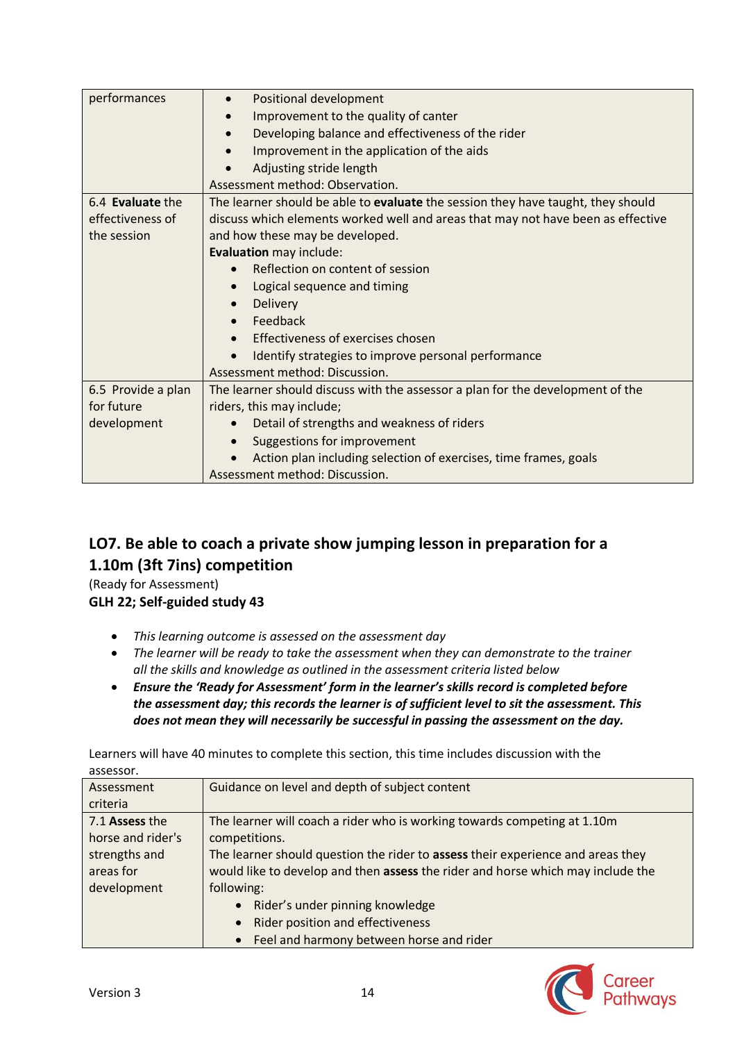| | |
|---|---|
| performances | • Positional development<br>• Improvement to the quality of canter<br>• Developing balance and effectiveness of the rider<br>• Improvement in the application of the aids<br>• Adjusting stride length<br>Assessment method: Observation. |
| 6.4 **Evaluate** the effectiveness of the session | The learner should be able to **evaluate** the session they have taught, they should discuss which elements worked well and areas that may not have been as effective and how these may be developed.<br>**Evaluation** may include:<br>• Reflection on content of session<br>• Logical sequence and timing<br>• Delivery<br>• Feedback<br>• Effectiveness of exercises chosen<br>• Identify strategies to improve personal performance<br>Assessment method: Discussion. |
| 6.5 Provide a plan for future development | The learner should discuss with the assessor a plan for the development of the riders, this may include;<br>• Detail of strengths and weakness of riders<br>• Suggestions for improvement<br>• Action plan including selection of exercises, time frames, goals<br>Assessment method: Discussion. |

## LO7. Be able to coach a private show jumping lesson in preparation for a 1.10m (3ft 7ins) competition

(Ready for Assessment)
**GLH 22; Self-guided study 43**

- *This learning outcome is assessed on the assessment day*
- *The learner will be ready to take the assessment when they can demonstrate to the trainer all the skills and knowledge as outlined in the assessment criteria listed below*
- ***Ensure the 'Ready for Assessment' form in the learner's skills record is completed before the assessment day; this records the learner is of sufficient level to sit the assessment. This does not mean they will necessarily be successful in passing the assessment on the day.***

Learners will have 40 minutes to complete this section, this time includes discussion with the assessor.

| Assessment criteria | Guidance on level and depth of subject content |
|---|---|
| 7.1 **Assess** the horse and rider's strengths and areas for development | The learner will coach a rider who is working towards competing at 1.10m competitions.<br>The learner should question the rider to **assess** their experience and areas they would like to develop and then **assess** the rider and horse which may include the following:<br>• Rider's under pinning knowledge<br>• Rider position and effectiveness<br>• Feel and harmony between horse and rider |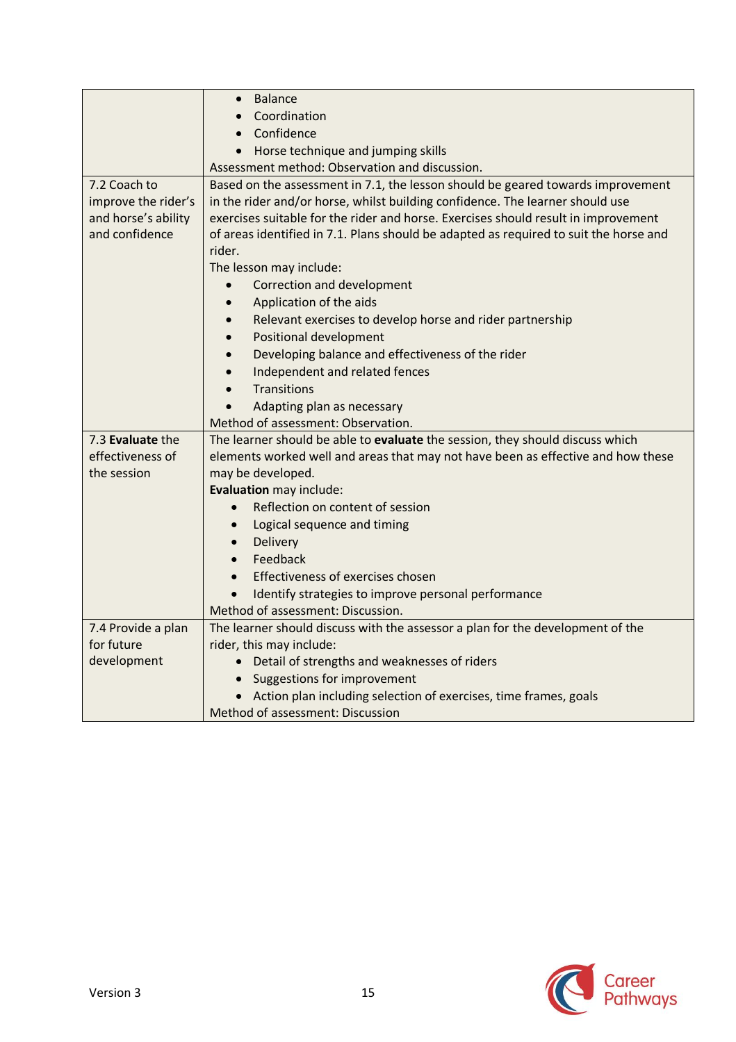| | |
|---|---|
| | • Balance<br>• Coordination<br>• Confidence<br>• Horse technique and jumping skills<br>Assessment method: Observation and discussion. |
| 7.2 Coach to improve the rider's and horse's ability and confidence | Based on the assessment in 7.1, the lesson should be geared towards improvement in the rider and/or horse, whilst building confidence. The learner should use exercises suitable for the rider and horse. Exercises should result in improvement of areas identified in 7.1. Plans should be adapted as required to suit the horse and rider.<br>The lesson may include:<br>• Correction and development<br>• Application of the aids<br>• Relevant exercises to develop horse and rider partnership<br>• Positional development<br>• Developing balance and effectiveness of the rider<br>• Independent and related fences<br>• Transitions<br>• Adapting plan as necessary<br>Method of assessment: Observation. |
| 7.3 **Evaluate** the effectiveness of the session | The learner should be able to **evaluate** the session, they should discuss which elements worked well and areas that may not have been as effective and how these may be developed.<br>**Evaluation** may include:<br>• Reflection on content of session<br>• Logical sequence and timing<br>• Delivery<br>• Feedback<br>• Effectiveness of exercises chosen<br>• Identify strategies to improve personal performance<br>Method of assessment: Discussion. |
| 7.4 Provide a plan for future development | The learner should discuss with the assessor a plan for the development of the rider, this may include:<br>• Detail of strengths and weaknesses of riders<br>• Suggestions for improvement<br>• Action plan including selection of exercises, time frames, goals<br>Method of assessment: Discussion |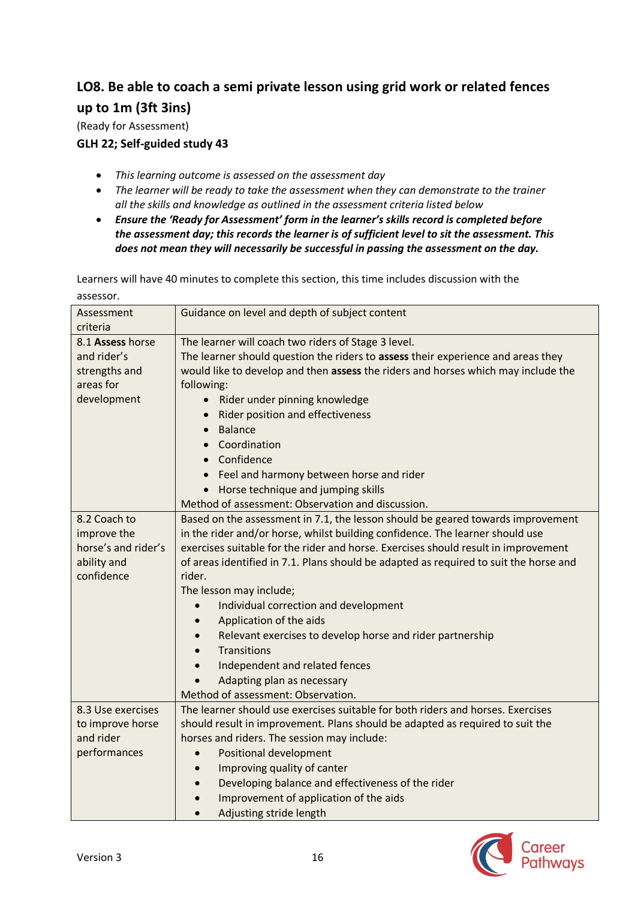## LO8. Be able to coach a semi private lesson using grid work or related fences up to 1m (3ft 3ins)

(Ready for Assessment)

**GLH 22; Self-guided study 43**

- *This learning outcome is assessed on the assessment day*
- *The learner will be ready to take the assessment when they can demonstrate to the trainer all the skills and knowledge as outlined in the assessment criteria listed below*
- ***Ensure the 'Ready for Assessment' form in the learner's skills record is completed before the assessment day; this records the learner is of sufficient level to sit the assessment. This does not mean they will necessarily be successful in passing the assessment on the day.***

Learners will have 40 minutes to complete this section, this time includes discussion with the assessor.

| Assessment criteria | Guidance on level and depth of subject content |
|---|---|
| 8.1 **Assess** horse and rider's strengths and areas for development | The learner will coach two riders of Stage 3 level.<br>The learner should question the riders to **assess** their experience and areas they would like to develop and then **assess** the riders and horses which may include the following:<br>• Rider under pinning knowledge<br>• Rider position and effectiveness<br>• Balance<br>• Coordination<br>• Confidence<br>• Feel and harmony between horse and rider<br>• Horse technique and jumping skills<br>Method of assessment: Observation and discussion. |
| 8.2 Coach to improve the horse's and rider's ability and confidence | Based on the assessment in 7.1, the lesson should be geared towards improvement in the rider and/or horse, whilst building confidence. The learner should use exercises suitable for the rider and horse. Exercises should result in improvement of areas identified in 7.1. Plans should be adapted as required to suit the horse and rider.<br>The lesson may include;<br>• Individual correction and development<br>• Application of the aids<br>• Relevant exercises to develop horse and rider partnership<br>• Transitions<br>• Independent and related fences<br>• Adapting plan as necessary<br>Method of assessment: Observation. |
| 8.3 Use exercises to improve horse and rider performances | The learner should use exercises suitable for both riders and horses. Exercises should result in improvement. Plans should be adapted as required to suit the horses and riders. The session may include:<br>• Positional development<br>• Improving quality of canter<br>• Developing balance and effectiveness of the rider<br>• Improvement of application of the aids<br>• Adjusting stride length |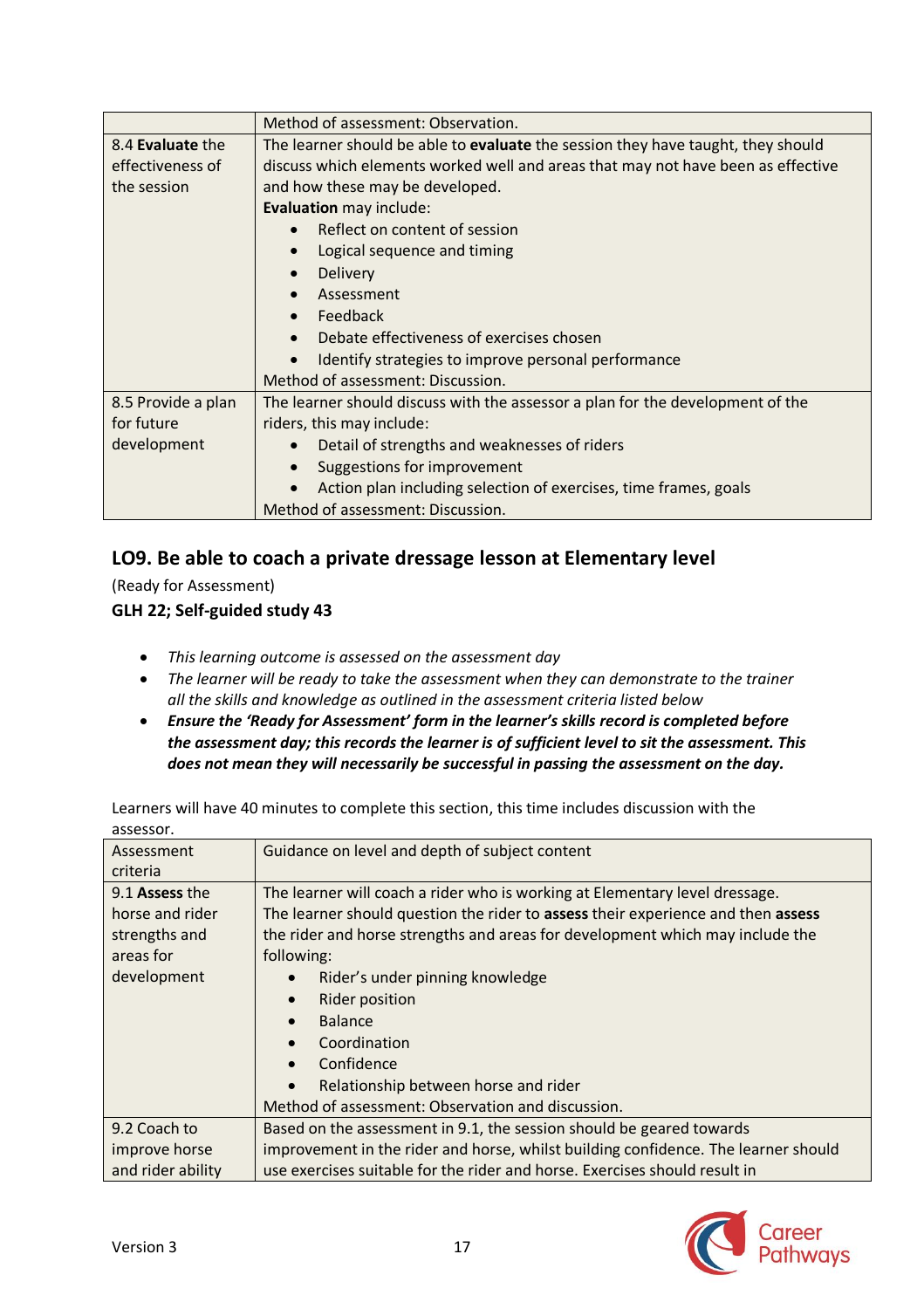| | |
|---|---|
| | Method of assessment: Observation. |
| 8.4 **Evaluate** the effectiveness of the session | The learner should be able to **evaluate** the session they have taught, they should discuss which elements worked well and areas that may not have been as effective and how these may be developed.<br>**Evaluation** may include:<br>• Reflect on content of session<br>• Logical sequence and timing<br>• Delivery<br>• Assessment<br>• Feedback<br>• Debate effectiveness of exercises chosen<br>• Identify strategies to improve personal performance<br>Method of assessment: Discussion. |
| 8.5 Provide a plan for future development | The learner should discuss with the assessor a plan for the development of the riders, this may include:<br>• Detail of strengths and weaknesses of riders<br>• Suggestions for improvement<br>• Action plan including selection of exercises, time frames, goals<br>Method of assessment: Discussion. |

## LO9. Be able to coach a private dressage lesson at Elementary level

(Ready for Assessment)

**GLH 22; Self-guided study 43**

- *This learning outcome is assessed on the assessment day*
- *The learner will be ready to take the assessment when they can demonstrate to the trainer all the skills and knowledge as outlined in the assessment criteria listed below*
- ***Ensure the 'Ready for Assessment' form in the learner's skills record is completed before the assessment day; this records the learner is of sufficient level to sit the assessment. This does not mean they will necessarily be successful in passing the assessment on the day.***

Learners will have 40 minutes to complete this section, this time includes discussion with the assessor.

| Assessment criteria | Guidance on level and depth of subject content |
|---|---|
| 9.1 **Assess** the horse and rider strengths and areas for development | The learner will coach a rider who is working at Elementary level dressage.<br>The learner should question the rider to **assess** their experience and then **assess** the rider and horse strengths and areas for development which may include the following:<br>• Rider's under pinning knowledge<br>• Rider position<br>• Balance<br>• Coordination<br>• Confidence<br>• Relationship between horse and rider<br>Method of assessment: Observation and discussion. |
| 9.2 Coach to improve horse and rider ability | Based on the assessment in 9.1, the session should be geared towards improvement in the rider and horse, whilst building confidence. The learner should use exercises suitable for the rider and horse. Exercises should result in |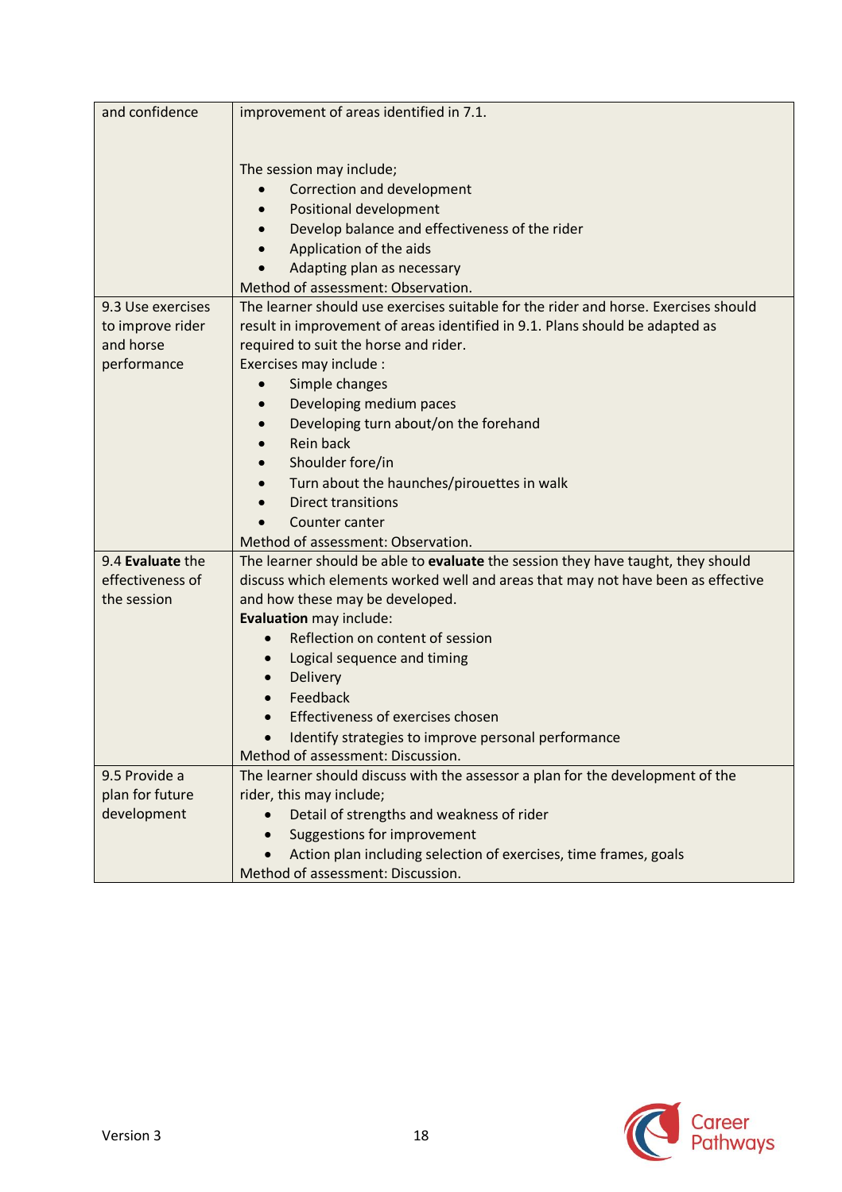| | |
|---|---|
| and confidence | improvement of areas identified in 7.1.<br><br>The session may include;<br>• Correction and development<br>• Positional development<br>• Develop balance and effectiveness of the rider<br>• Application of the aids<br>• Adapting plan as necessary<br>Method of assessment: Observation. |
| 9.3 Use exercises to improve rider and horse performance | The learner should use exercises suitable for the rider and horse. Exercises should result in improvement of areas identified in 9.1. Plans should be adapted as required to suit the horse and rider.<br>Exercises may include :<br>• Simple changes<br>• Developing medium paces<br>• Developing turn about/on the forehand<br>• Rein back<br>• Shoulder fore/in<br>• Turn about the haunches/pirouettes in walk<br>• Direct transitions<br>• Counter canter<br>Method of assessment: Observation. |
| 9.4 **Evaluate** the effectiveness of the session | The learner should be able to **evaluate** the session they have taught, they should discuss which elements worked well and areas that may not have been as effective and how these may be developed.<br>**Evaluation** may include:<br>• Reflection on content of session<br>• Logical sequence and timing<br>• Delivery<br>• Feedback<br>• Effectiveness of exercises chosen<br>• Identify strategies to improve personal performance<br>Method of assessment: Discussion. |
| 9.5 Provide a plan for future development | The learner should discuss with the assessor a plan for the development of the rider, this may include;<br>• Detail of strengths and weakness of rider<br>• Suggestions for improvement<br>• Action plan including selection of exercises, time frames, goals<br>Method of assessment: Discussion. |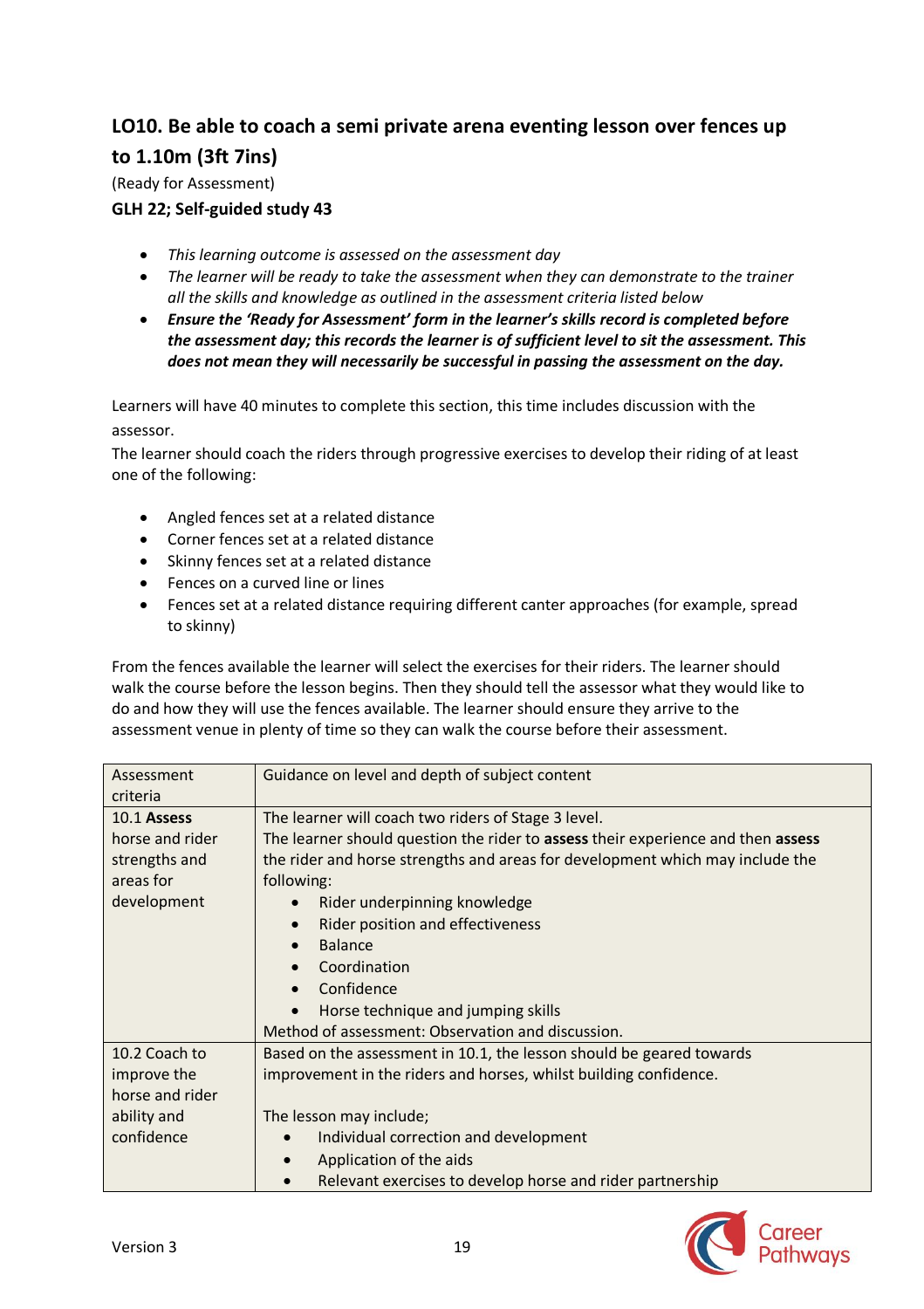## LO10. Be able to coach a semi private arena eventing lesson over fences up to 1.10m (3ft 7ins)

(Ready for Assessment)

**GLH 22; Self-guided study 43**

- *This learning outcome is assessed on the assessment day*
- *The learner will be ready to take the assessment when they can demonstrate to the trainer all the skills and knowledge as outlined in the assessment criteria listed below*
- ***Ensure the 'Ready for Assessment' form in the learner's skills record is completed before the assessment day; this records the learner is of sufficient level to sit the assessment. This does not mean they will necessarily be successful in passing the assessment on the day.***

Learners will have 40 minutes to complete this section, this time includes discussion with the assessor.

The learner should coach the riders through progressive exercises to develop their riding of at least one of the following:

- Angled fences set at a related distance
- Corner fences set at a related distance
- Skinny fences set at a related distance
- Fences on a curved line or lines
- Fences set at a related distance requiring different canter approaches (for example, spread to skinny)

From the fences available the learner will select the exercises for their riders. The learner should walk the course before the lesson begins. Then they should tell the assessor what they would like to do and how they will use the fences available. The learner should ensure they arrive to the assessment venue in plenty of time so they can walk the course before their assessment.

| Assessment criteria | Guidance on level and depth of subject content |
|---|---|
| 10.1 **Assess** horse and rider strengths and areas for development | The learner will coach two riders of Stage 3 level.<br>The learner should question the rider to **assess** their experience and then **assess** the rider and horse strengths and areas for development which may include the following:<br>• Rider underpinning knowledge<br>• Rider position and effectiveness<br>• Balance<br>• Coordination<br>• Confidence<br>• Horse technique and jumping skills<br>Method of assessment: Observation and discussion. |
| 10.2 Coach to improve the horse and rider ability and confidence | Based on the assessment in 10.1, the lesson should be geared towards improvement in the riders and horses, whilst building confidence.<br><br>The lesson may include;<br>• Individual correction and development<br>• Application of the aids<br>• Relevant exercises to develop horse and rider partnership |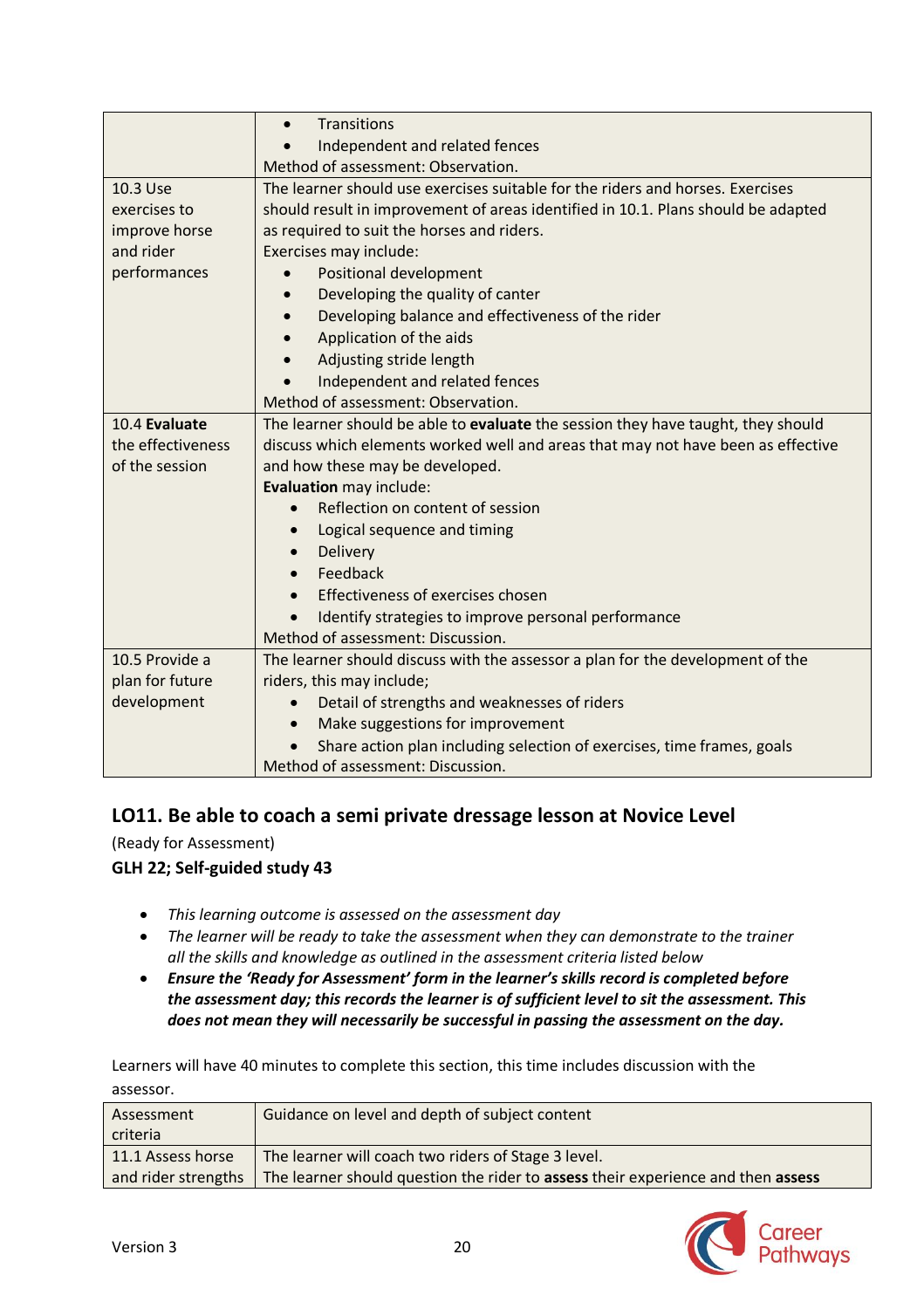| | |
|---|---|
| | • Transitions<br>• Independent and related fences<br>Method of assessment: Observation. |
| 10.3 Use exercises to improve horse and rider performances | The learner should use exercises suitable for the riders and horses. Exercises should result in improvement of areas identified in 10.1. Plans should be adapted as required to suit the horses and riders.<br>Exercises may include:<br>• Positional development<br>• Developing the quality of canter<br>• Developing balance and effectiveness of the rider<br>• Application of the aids<br>• Adjusting stride length<br>• Independent and related fences<br>Method of assessment: Observation. |
| 10.4 **Evaluate** the effectiveness of the session | The learner should be able to **evaluate** the session they have taught, they should discuss which elements worked well and areas that may not have been as effective and how these may be developed.<br>**Evaluation** may include:<br>• Reflection on content of session<br>• Logical sequence and timing<br>• Delivery<br>• Feedback<br>• Effectiveness of exercises chosen<br>• Identify strategies to improve personal performance<br>Method of assessment: Discussion. |
| 10.5 Provide a plan for future development | The learner should discuss with the assessor a plan for the development of the riders, this may include;<br>• Detail of strengths and weaknesses of riders<br>• Make suggestions for improvement<br>• Share action plan including selection of exercises, time frames, goals<br>Method of assessment: Discussion. |

## LO11. Be able to coach a semi private dressage lesson at Novice Level

(Ready for Assessment)

**GLH 22; Self-guided study 43**

- *This learning outcome is assessed on the assessment day*
- *The learner will be ready to take the assessment when they can demonstrate to the trainer all the skills and knowledge as outlined in the assessment criteria listed below*
- ***Ensure the 'Ready for Assessment' form in the learner's skills record is completed before the assessment day; this records the learner is of sufficient level to sit the assessment. This does not mean they will necessarily be successful in passing the assessment on the day.***

Learners will have 40 minutes to complete this section, this time includes discussion with the assessor.

| Assessment criteria | Guidance on level and depth of subject content |
|---|---|
| 11.1 Assess horse and rider strengths | The learner will coach two riders of Stage 3 level.<br>The learner should question the rider to **assess** their experience and then **assess** |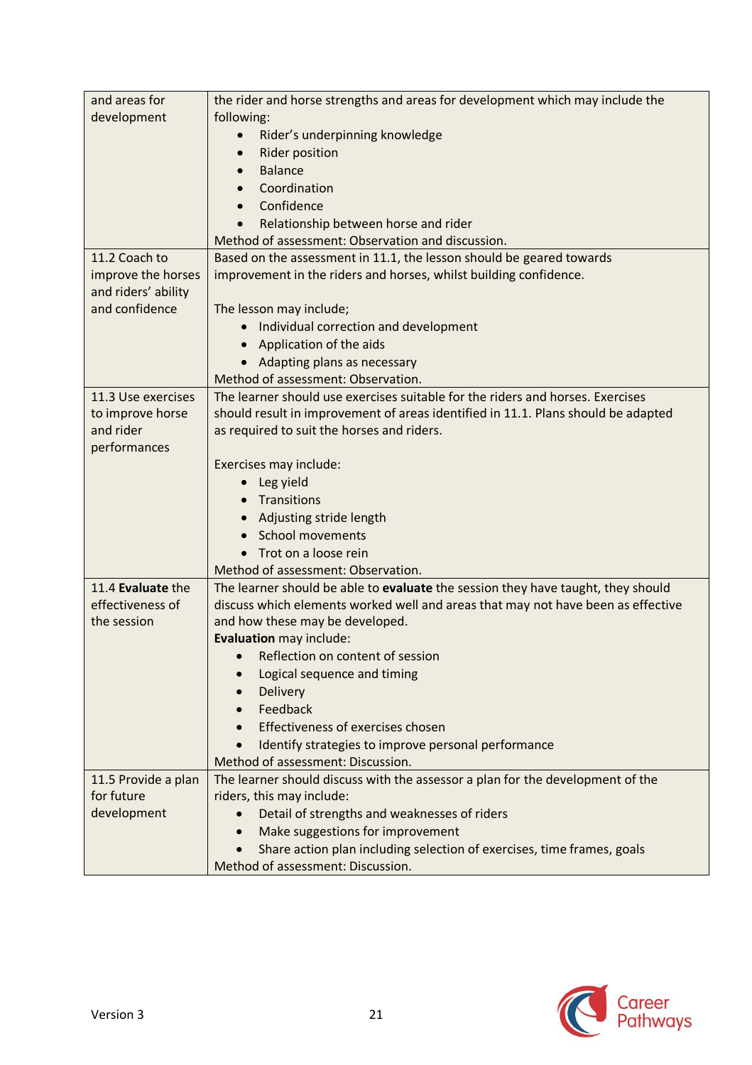| | |
|---|---|
| and areas for development | the rider and horse strengths and areas for development which may include the following:<br>• Rider's underpinning knowledge<br>• Rider position<br>• Balance<br>• Coordination<br>• Confidence<br>• Relationship between horse and rider<br>Method of assessment: Observation and discussion. |
| 11.2 Coach to improve the horses and riders' ability and confidence | Based on the assessment in 11.1, the lesson should be geared towards improvement in the riders and horses, whilst building confidence.<br><br>The lesson may include;<br>• Individual correction and development<br>• Application of the aids<br>• Adapting plans as necessary<br>Method of assessment: Observation. |
| 11.3 Use exercises to improve horse and rider performances | The learner should use exercises suitable for the riders and horses. Exercises should result in improvement of areas identified in 11.1. Plans should be adapted as required to suit the horses and riders.<br><br>Exercises may include:<br>• Leg yield<br>• Transitions<br>• Adjusting stride length<br>• School movements<br>• Trot on a loose rein<br>Method of assessment: Observation. |
| 11.4 **Evaluate** the effectiveness of the session | The learner should be able to **evaluate** the session they have taught, they should discuss which elements worked well and areas that may not have been as effective and how these may be developed.<br>**Evaluation** may include:<br>• Reflection on content of session<br>• Logical sequence and timing<br>• Delivery<br>• Feedback<br>• Effectiveness of exercises chosen<br>• Identify strategies to improve personal performance<br>Method of assessment: Discussion. |
| 11.5 Provide a plan for future development | The learner should discuss with the assessor a plan for the development of the riders, this may include:<br>• Detail of strengths and weaknesses of riders<br>• Make suggestions for improvement<br>• Share action plan including selection of exercises, time frames, goals<br>Method of assessment: Discussion. |